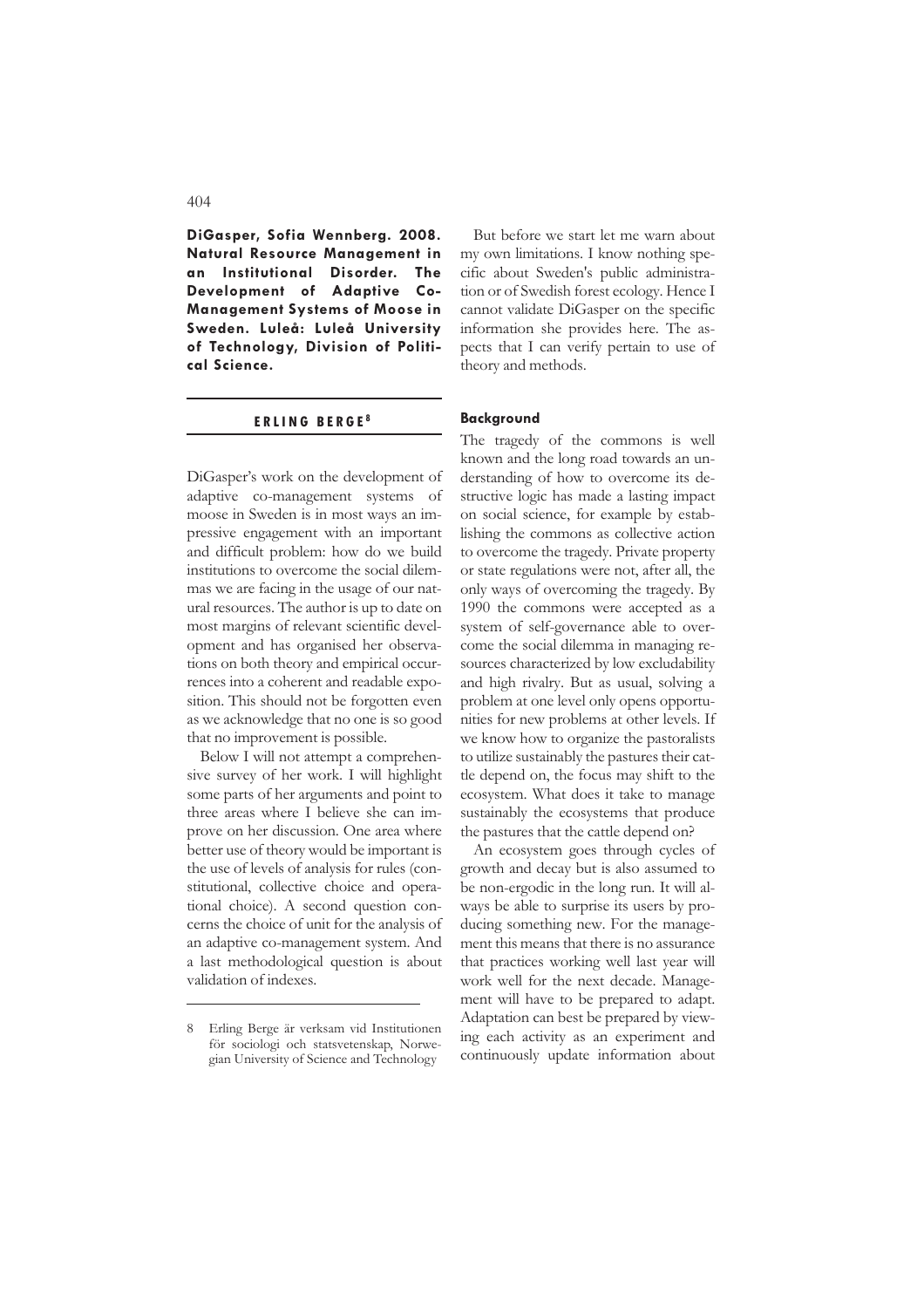**DiGasper, Sofia Wennberg. 2008. Natural Resource Management in an Institutional Disorder. The Development of Adaptive Co-Management Systems of Moose in Sweden. Luleå: Luleå University of Technology, Division of Political Science.**

**ERLING BERGE**[8]

DiGasper's work on the development of adaptive co-management systems of moose in Sweden is in most ways an impressive engagement with an important and difficult problem: how do we build institutions to overcome the social dilemmas we are facing in the usage of our natural resources. The author is up to date on most margins of relevant scientific development and has organised her observations on both theory and empirical occurrences into a coherent and readable exposition. This should not be forgotten even as we acknowledge that no one is so good that no improvement is possible.

Below I will not attempt a comprehensive survey of her work. I will highlight some parts of her arguments and point to three areas where I believe she can improve on her discussion. One area where better use of theory would be important is the use of levels of analysis for rules (constitutional, collective choice and operational choice). A second question concerns the choice of unit for the analysis of an adaptive co-management system. And a last methodological question is about validation of indexes.

But before we start let me warn about my own limitations. I know nothing specific about Sweden's public administration or of Swedish forest ecology. Hence I cannot validate DiGasper on the specific information she provides here. The aspects that I can verify pertain to use of theory and methods.

### Background

The tragedy of the commons is well known and the long road towards an understanding of how to overcome its destructive logic has made a lasting impact on social science, for example by establishing the commons as collective action to overcome the tragedy. Private property or state regulations were not, after all, the only ways of overcoming the tragedy. By 1990 the commons were accepted as a system of self-governance able to overcome the social dilemma in managing resources characterized by low excludability and high rivalry. But as usual, solving a problem at one level only opens opportunities for new problems at other levels. If we know how to organize the pastoralists to utilize sustainably the pastures their cattle depend on, the focus may shift to the ecosystem. What does it take to manage sustainably the ecosystems that produce the pastures that the cattle depend on?

An ecosystem goes through cycles of growth and decay but is also assumed to be non-ergodic in the long run. It will always be able to surprise its users by producing something new. For the management this means that there is no assurance that practices working well last year will work well for the next decade. Management will have to be prepared to adapt. Adaptation can best be prepared by viewing each activity as an experiment and continuously update information about

---

[8] Erling Berge är verksam vid Institutionen för sociologi och statsvetenskap, Norwegian University of Science and Technology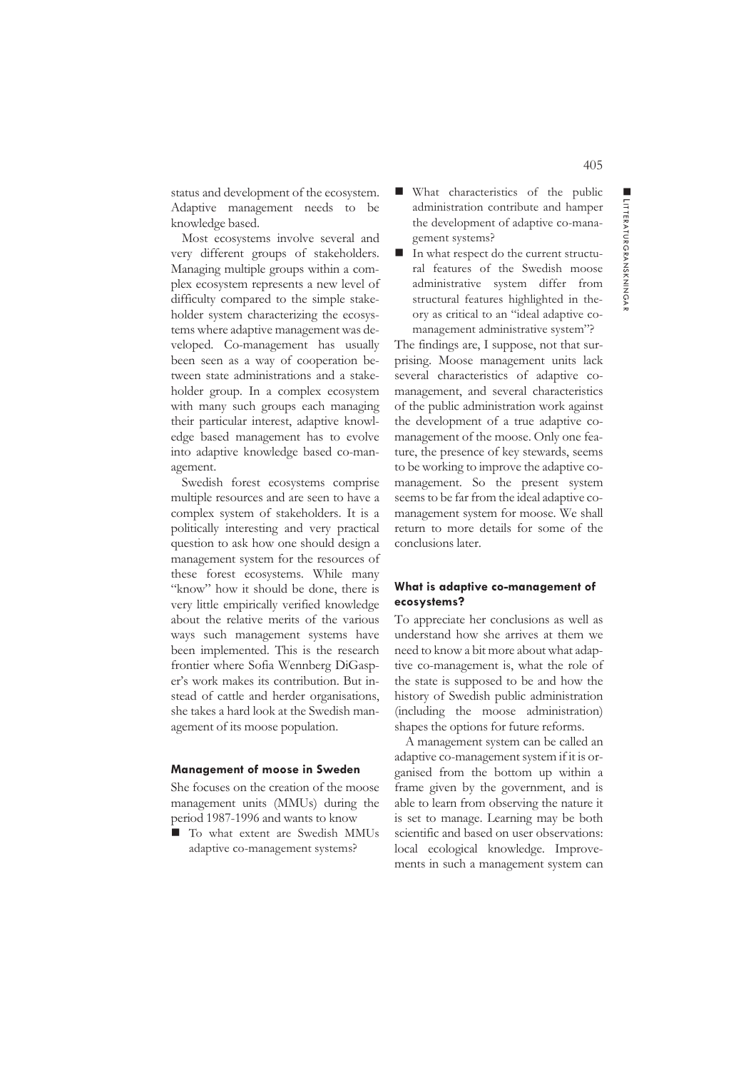status and development of the ecosystem. Adaptive management needs to be knowledge based.

Most ecosystems involve several and very different groups of stakeholders. Managing multiple groups within a complex ecosystem represents a new level of difficulty compared to the simple stakeholder system characterizing the ecosystems where adaptive management was developed. Co-management has usually been seen as a way of cooperation between state administrations and a stakeholder group. In a complex ecosystem with many such groups each managing their particular interest, adaptive knowledge based management has to evolve into adaptive knowledge based co-management.

Swedish forest ecosystems comprise multiple resources and are seen to have a complex system of stakeholders. It is a politically interesting and very practical question to ask how one should design a management system for the resources of these forest ecosystems. While many "know" how it should be done, there is very little empirically verified knowledge about the relative merits of the various ways such management systems have been implemented. This is the research frontier where Sofia Wennberg DiGasper's work makes its contribution. But instead of cattle and herder organisations, she takes a hard look at the Swedish management of its moose population.

#### Management of moose in Sweden

She focuses on the creation of the moose management units (MMUs) during the period 1987-1996 and wants to know

- To what extent are Swedish MMUs adaptive co-management systems?
- What characteristics of the public administration contribute and hamper the development of adaptive co-management systems?
- In what respect do the current structural features of the Swedish moose administrative system differ from structural features highlighted in theory as critical to an "ideal adaptive co-management administrative system"?

The findings are, I suppose, not that surprising. Moose management units lack several characteristics of adaptive co-management, and several characteristics of the public administration work against the development of a true adaptive co-management of the moose. Only one feature, the presence of key stewards, seems to be working to improve the adaptive co-management. So the present system seems to be far from the ideal adaptive co-management system for moose. We shall return to more details for some of the conclusions later.

#### What is adaptive co-management of ecosystems?

To appreciate her conclusions as well as understand how she arrives at them we need to know a bit more about what adaptive co-management is, what the role of the state is supposed to be and how the history of Swedish public administration (including the moose administration) shapes the options for future reforms.

A management system can be called an adaptive co-management system if it is organised from the bottom up within a frame given by the government, and is able to learn from observing the nature it is set to manage. Learning may be both scientific and based on user observations: local ecological knowledge. Improvements in such a management system can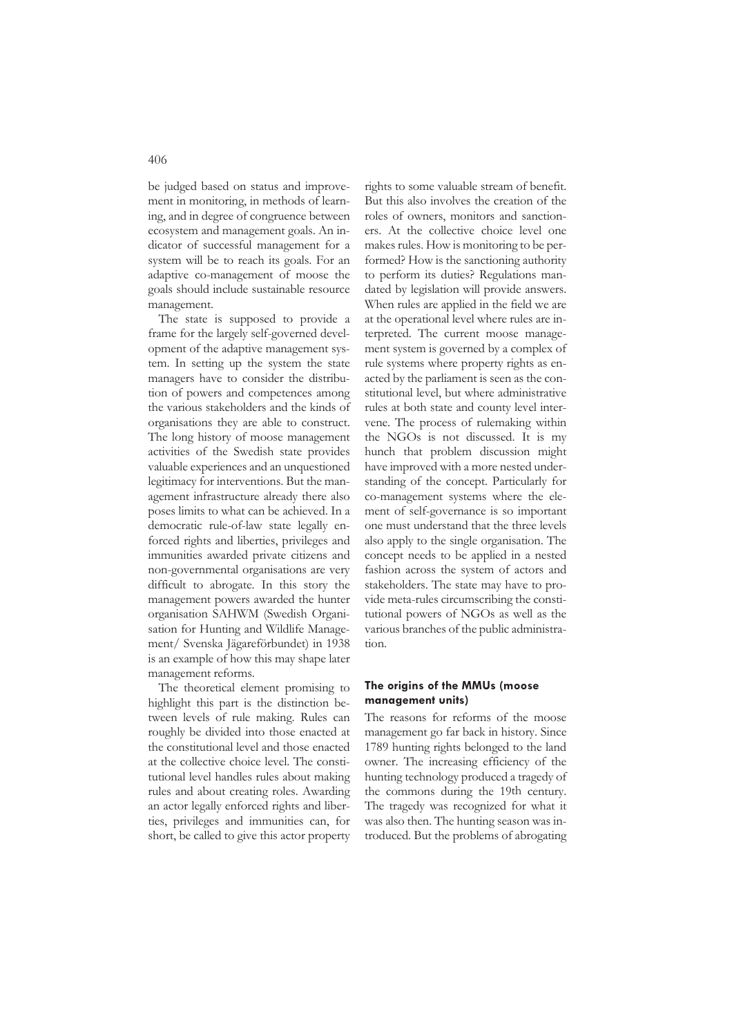be judged based on status and improvement in monitoring, in methods of learning, and in degree of congruence between ecosystem and management goals. An indicator of successful management for a system will be to reach its goals. For an adaptive co-management of moose the goals should include sustainable resource management.

The state is supposed to provide a frame for the largely self-governed development of the adaptive management system. In setting up the system the state managers have to consider the distribution of powers and competences among the various stakeholders and the kinds of organisations they are able to construct. The long history of moose management activities of the Swedish state provides valuable experiences and an unquestioned legitimacy for interventions. But the management infrastructure already there also poses limits to what can be achieved. In a democratic rule-of-law state legally enforced rights and liberties, privileges and immunities awarded private citizens and non-governmental organisations are very difficult to abrogate. In this story the management powers awarded the hunter organisation SAHWM (Swedish Organisation for Hunting and Wildlife Management/ Svenska Jägareförbundet) in 1938 is an example of how this may shape later management reforms.

The theoretical element promising to highlight this part is the distinction between levels of rule making. Rules can roughly be divided into those enacted at the constitutional level and those enacted at the collective choice level. The constitutional level handles rules about making rules and about creating roles. Awarding an actor legally enforced rights and liberties, privileges and immunities can, for short, be called to give this actor property rights to some valuable stream of benefit. But this also involves the creation of the roles of owners, monitors and sanctioners. At the collective choice level one makes rules. How is monitoring to be performed? How is the sanctioning authority to perform its duties? Regulations mandated by legislation will provide answers. When rules are applied in the field we are at the operational level where rules are interpreted. The current moose management system is governed by a complex of rule systems where property rights as enacted by the parliament is seen as the constitutional level, but where administrative rules at both state and county level intervene. The process of rulemaking within the NGOs is not discussed. It is my hunch that problem discussion might have improved with a more nested understanding of the concept. Particularly for co-management systems where the element of self-governance is so important one must understand that the three levels also apply to the single organisation. The concept needs to be applied in a nested fashion across the system of actors and stakeholders. The state may have to provide meta-rules circumscribing the constitutional powers of NGOs as well as the various branches of the public administration.

### The origins of the MMUs (moose management units)

The reasons for reforms of the moose management go far back in history. Since 1789 hunting rights belonged to the land owner. The increasing efficiency of the hunting technology produced a tragedy of the commons during the 19th century. The tragedy was recognized for what it was also then. The hunting season was introduced. But the problems of abrogating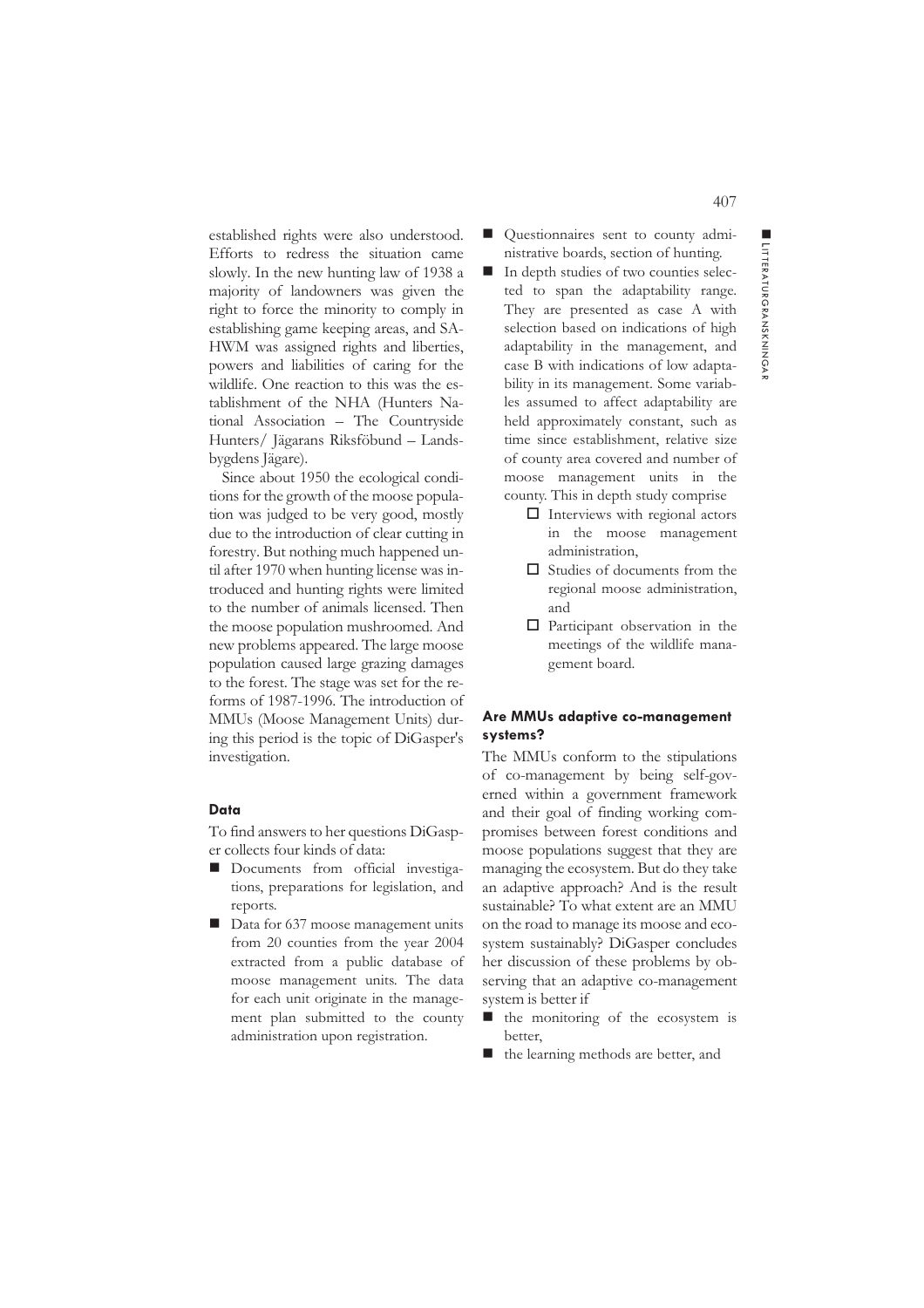established rights were also understood. Efforts to redress the situation came slowly. In the new hunting law of 1938 a majority of landowners was given the right to force the minority to comply in establishing game keeping areas, and SA-HWM was assigned rights and liberties, powers and liabilities of caring for the wildlife. One reaction to this was the establishment of the NHA (Hunters National Association – The Countryside Hunters/ Jägarans Riksföbund – Landsbygdens Jägare).

Since about 1950 the ecological conditions for the growth of the moose population was judged to be very good, mostly due to the introduction of clear cutting in forestry. But nothing much happened until after 1970 when hunting license was introduced and hunting rights were limited to the number of animals licensed. Then the moose population mushroomed. And new problems appeared. The large moose population caused large grazing damages to the forest. The stage was set for the reforms of 1987-1996. The introduction of MMUs (Moose Management Units) during this period is the topic of DiGasper's investigation.

### Data

To find answers to her questions DiGasper collects four kinds of data:

- Documents from official investigations, preparations for legislation, and reports.
- Data for 637 moose management units from 20 counties from the year 2004 extracted from a public database of moose management units. The data for each unit originate in the management plan submitted to the county administration upon registration.
- Questionnaires sent to county administrative boards, section of hunting.
- In depth studies of two counties selected to span the adaptability range. They are presented as case A with selection based on indications of high adaptability in the management, and case B with indications of low adaptability in its management. Some variables assumed to affect adaptability are held approximately constant, such as time since establishment, relative size of county area covered and number of moose management units in the county. This in depth study comprise
  - Interviews with regional actors in the moose management administration,
  - Studies of documents from the regional moose administration, and
  - Participant observation in the meetings of the wildlife management board.

### Are MMUs adaptive co-management systems?

The MMUs conform to the stipulations of co-management by being self-governed within a government framework and their goal of finding working compromises between forest conditions and moose populations suggest that they are managing the ecosystem. But do they take an adaptive approach? And is the result sustainable? To what extent are an MMU on the road to manage its moose and ecosystem sustainably? DiGasper concludes her discussion of these problems by observing that an adaptive co-management system is better if

- the monitoring of the ecosystem is better,
- the learning methods are better, and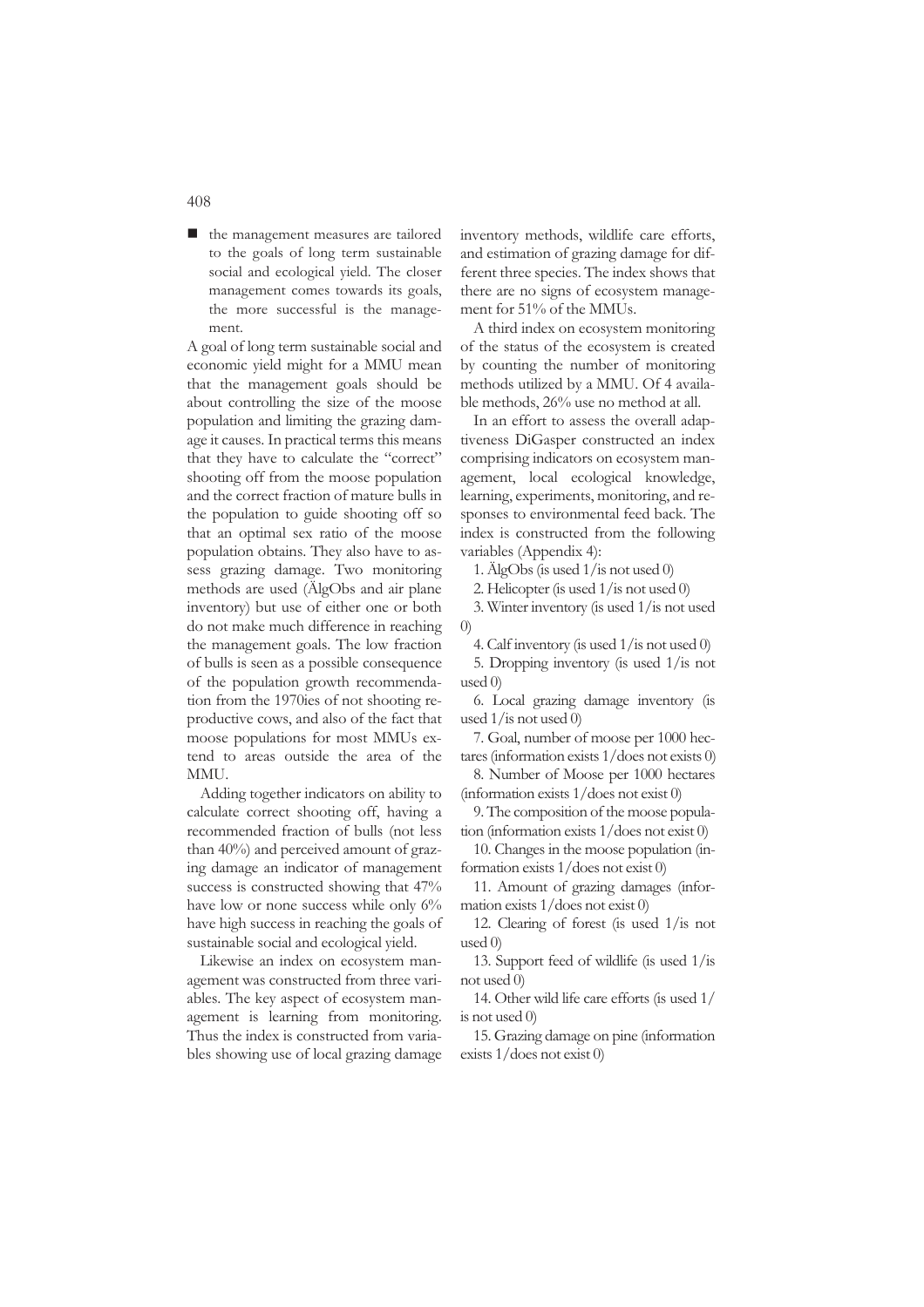- the management measures are tailored to the goals of long term sustainable social and ecological yield. The closer management comes towards its goals, the more successful is the management.

A goal of long term sustainable social and economic yield might for a MMU mean that the management goals should be about controlling the size of the moose population and limiting the grazing damage it causes. In practical terms this means that they have to calculate the "correct" shooting off from the moose population and the correct fraction of mature bulls in the population to guide shooting off so that an optimal sex ratio of the moose population obtains. They also have to assess grazing damage. Two monitoring methods are used (ÄlgObs and air plane inventory) but use of either one or both do not make much difference in reaching the management goals. The low fraction of bulls is seen as a possible consequence of the population growth recommendation from the 1970ies of not shooting reproductive cows, and also of the fact that moose populations for most MMUs extend to areas outside the area of the MMU.

Adding together indicators on ability to calculate correct shooting off, having a recommended fraction of bulls (not less than 40%) and perceived amount of grazing damage an indicator of management success is constructed showing that 47% have low or none success while only 6% have high success in reaching the goals of sustainable social and ecological yield.

Likewise an index on ecosystem management was constructed from three variables. The key aspect of ecosystem management is learning from monitoring. Thus the index is constructed from variables showing use of local grazing damage inventory methods, wildlife care efforts, and estimation of grazing damage for different three species. The index shows that there are no signs of ecosystem management for 51% of the MMUs.

A third index on ecosystem monitoring of the status of the ecosystem is created by counting the number of monitoring methods utilized by a MMU. Of 4 available methods, 26% use no method at all.

In an effort to assess the overall adaptiveness DiGasper constructed an index comprising indicators on ecosystem management, local ecological knowledge, learning, experiments, monitoring, and responses to environmental feed back. The index is constructed from the following variables (Appendix 4):

1. ÄlgObs (is used 1/is not used 0)
2. Helicopter (is used 1/is not used 0)
3. Winter inventory (is used 1/is not used 0)
4. Calf inventory (is used 1/is not used 0)
5. Dropping inventory (is used 1/is not used 0)
6. Local grazing damage inventory (is used 1/is not used 0)
7. Goal, number of moose per 1000 hectares (information exists 1/does not exists 0)
8. Number of Moose per 1000 hectares (information exists 1/does not exist 0)
9. The composition of the moose population (information exists 1/does not exist 0)
10. Changes in the moose population (information exists 1/does not exist 0)
11. Amount of grazing damages (information exists 1/does not exist 0)
12. Clearing of forest (is used 1/is not used 0)
13. Support feed of wildlife (is used 1/is not used 0)
14. Other wild life care efforts (is used 1/is not used 0)
15. Grazing damage on pine (information exists 1/does not exist 0)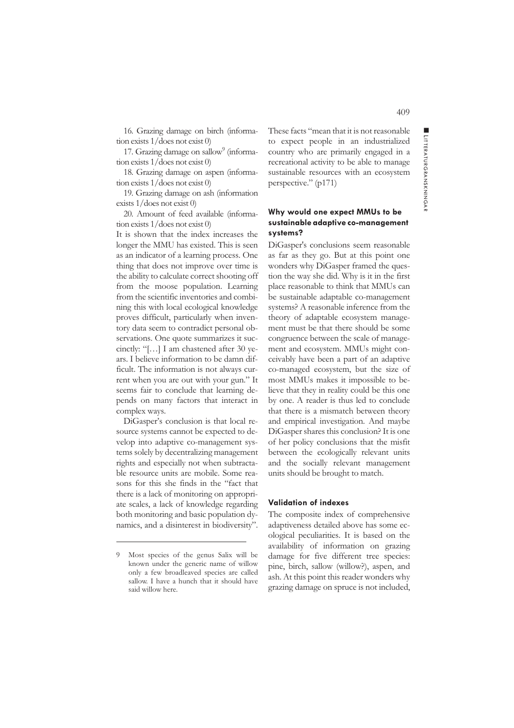16. Grazing damage on birch (information exists 1/does not exist 0)

17. Grazing damage on sallow[9] (information exists 1/does not exist 0)

18. Grazing damage on aspen (information exists 1/does not exist 0)

19. Grazing damage on ash (information exists 1/does not exist 0)

20. Amount of feed available (information exists 1/does not exist 0)

It is shown that the index increases the longer the MMU has existed. This is seen as an indicator of a learning process. One thing that does not improve over time is the ability to calculate correct shooting off from the moose population. Learning from the scientific inventories and combining this with local ecological knowledge proves difficult, particularly when inventory data seem to contradict personal observations. One quote summarizes it succinctly: "[…] I am chastened after 30 years. I believe information to be damn difficult. The information is not always current when you are out with your gun." It seems fair to conclude that learning depends on many factors that interact in complex ways.

DiGasper's conclusion is that local resource systems cannot be expected to develop into adaptive co-management systems solely by decentralizing management rights and especially not when subtractable resource units are mobile. Some reasons for this she finds in the "fact that there is a lack of monitoring on appropriate scales, a lack of knowledge regarding both monitoring and basic population dynamics, and a disinterest in biodiversity". These facts "mean that it is not reasonable to expect people in an industrialized country who are primarily engaged in a recreational activity to be able to manage sustainable resources with an ecosystem perspective." (p171)

### Why would one expect MMUs to be sustainable adaptive co-management systems?

DiGasper's conclusions seem reasonable as far as they go. But at this point one wonders why DiGasper framed the question the way she did. Why is it in the first place reasonable to think that MMUs can be sustainable adaptable co-management systems? A reasonable inference from the theory of adaptable ecosystem management must be that there should be some congruence between the scale of management and ecosystem. MMUs might conceivably have been a part of an adaptive co-managed ecosystem, but the size of most MMUs makes it impossible to believe that they in reality could be this one by one. A reader is thus led to conclude that there is a mismatch between theory and empirical investigation. And maybe DiGasper shares this conclusion? It is one of her policy conclusions that the misfit between the ecologically relevant units and the socially relevant management units should be brought to match.

### Validation of indexes

The composite index of comprehensive adaptiveness detailed above has some ecological peculiarities. It is based on the availability of information on grazing damage for five different tree species: pine, birch, sallow (willow?), aspen, and ash. At this point this reader wonders why grazing damage on spruce is not included,

---

[9] Most species of the genus Salix will be known under the generic name of willow only a few broadleaved species are called sallow. I have a hunch that it should have said willow here.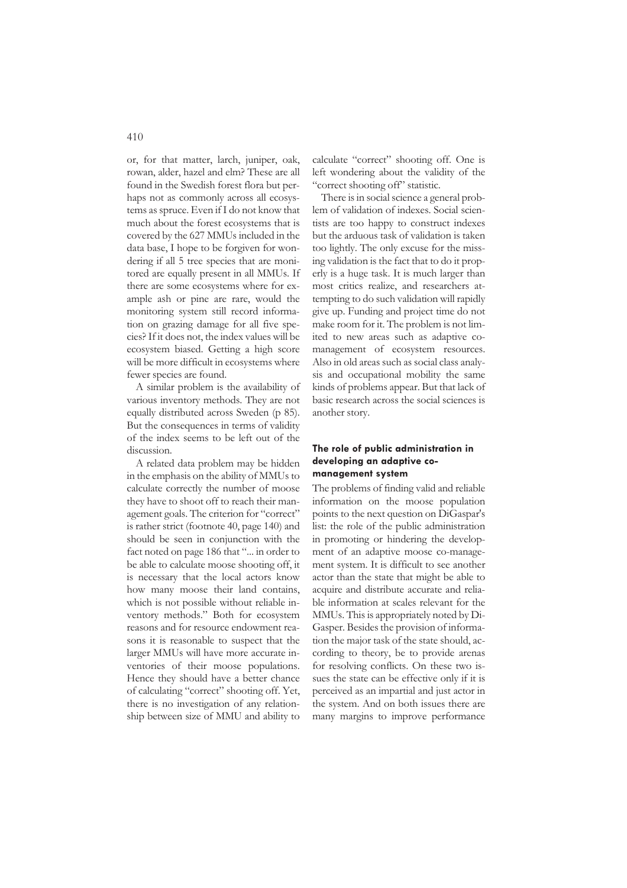or, for that matter, larch, juniper, oak, rowan, alder, hazel and elm? These are all found in the Swedish forest flora but perhaps not as commonly across all ecosystems as spruce. Even if I do not know that much about the forest ecosystems that is covered by the 627 MMUs included in the data base, I hope to be forgiven for wondering if all 5 tree species that are monitored are equally present in all MMUs. If there are some ecosystems where for example ash or pine are rare, would the monitoring system still record information on grazing damage for all five species? If it does not, the index values will be ecosystem biased. Getting a high score will be more difficult in ecosystems where fewer species are found.

A similar problem is the availability of various inventory methods. They are not equally distributed across Sweden (p 85). But the consequences in terms of validity of the index seems to be left out of the discussion.

A related data problem may be hidden in the emphasis on the ability of MMUs to calculate correctly the number of moose they have to shoot off to reach their management goals. The criterion for "correct" is rather strict (footnote 40, page 140) and should be seen in conjunction with the fact noted on page 186 that "... in order to be able to calculate moose shooting off, it is necessary that the local actors know how many moose their land contains, which is not possible without reliable inventory methods." Both for ecosystem reasons and for resource endowment reasons it is reasonable to suspect that the larger MMUs will have more accurate inventories of their moose populations. Hence they should have a better chance of calculating "correct" shooting off. Yet, there is no investigation of any relationship between size of MMU and ability to calculate "correct" shooting off. One is left wondering about the validity of the "correct shooting off" statistic.

There is in social science a general problem of validation of indexes. Social scientists are too happy to construct indexes but the arduous task of validation is taken too lightly. The only excuse for the missing validation is the fact that to do it properly is a huge task. It is much larger than most critics realize, and researchers attempting to do such validation will rapidly give up. Funding and project time do not make room for it. The problem is not limited to new areas such as adaptive co-management of ecosystem resources. Also in old areas such as social class analysis and occupational mobility the same kinds of problems appear. But that lack of basic research across the social sciences is another story.

### The role of public administration in developing an adaptive co-management system

The problems of finding valid and reliable information on the moose population points to the next question on DiGaspar's list: the role of the public administration in promoting or hindering the development of an adaptive moose co-management system. It is difficult to see another actor than the state that might be able to acquire and distribute accurate and reliable information at scales relevant for the MMUs. This is appropriately noted by DiGasper. Besides the provision of information the major task of the state should, according to theory, be to provide arenas for resolving conflicts. On these two issues the state can be effective only if it is perceived as an impartial and just actor in the system. And on both issues there are many margins to improve performance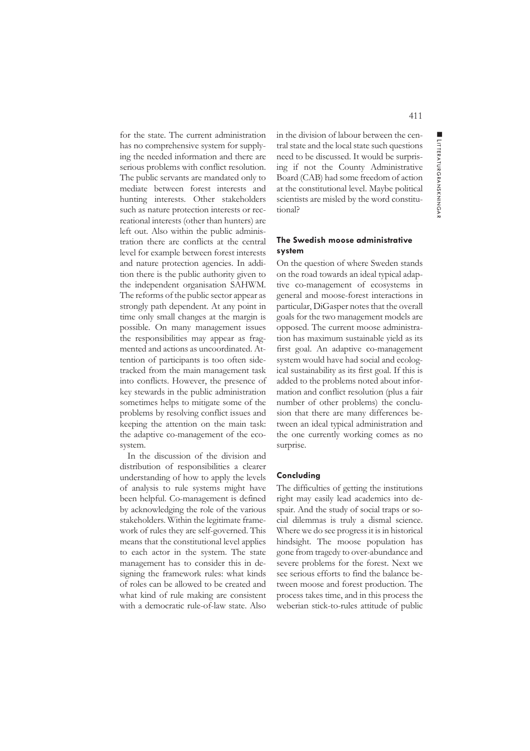for the state. The current administration has no comprehensive system for supplying the needed information and there are serious problems with conflict resolution. The public servants are mandated only to mediate between forest interests and hunting interests. Other stakeholders such as nature protection interests or recreational interests (other than hunters) are left out. Also within the public administration there are conflicts at the central level for example between forest interests and nature protection agencies. In addition there is the public authority given to the independent organisation SAHWM. The reforms of the public sector appear as strongly path dependent. At any point in time only small changes at the margin is possible. On many management issues the responsibilities may appear as fragmented and actions as uncoordinated. Attention of participants is too often sidetracked from the main management task into conflicts. However, the presence of key stewards in the public administration sometimes helps to mitigate some of the problems by resolving conflict issues and keeping the attention on the main task: the adaptive co-management of the ecosystem.

In the discussion of the division and distribution of responsibilities a clearer understanding of how to apply the levels of analysis to rule systems might have been helpful. Co-management is defined by acknowledging the role of the various stakeholders. Within the legitimate framework of rules they are self-governed. This means that the constitutional level applies to each actor in the system. The state management has to consider this in designing the framework rules: what kinds of roles can be allowed to be created and what kind of rule making are consistent with a democratic rule-of-law state. Also in the division of labour between the central state and the local state such questions need to be discussed. It would be surprising if not the County Administrative Board (CAB) had some freedom of action at the constitutional level. Maybe political scientists are misled by the word constitutional?

### The Swedish moose administrative system

On the question of where Sweden stands on the road towards an ideal typical adaptive co-management of ecosystems in general and moose-forest interactions in particular, DiGasper notes that the overall goals for the two management models are opposed. The current moose administration has maximum sustainable yield as its first goal. An adaptive co-management system would have had social and ecological sustainability as its first goal. If this is added to the problems noted about information and conflict resolution (plus a fair number of other problems) the conclusion that there are many differences between an ideal typical administration and the one currently working comes as no surprise.

### Concluding

The difficulties of getting the institutions right may easily lead academics into despair. And the study of social traps or social dilemmas is truly a dismal science. Where we do see progress it is in historical hindsight. The moose population has gone from tragedy to over-abundance and severe problems for the forest. Next we see serious efforts to find the balance between moose and forest production. The process takes time, and in this process the weberian stick-to-rules attitude of public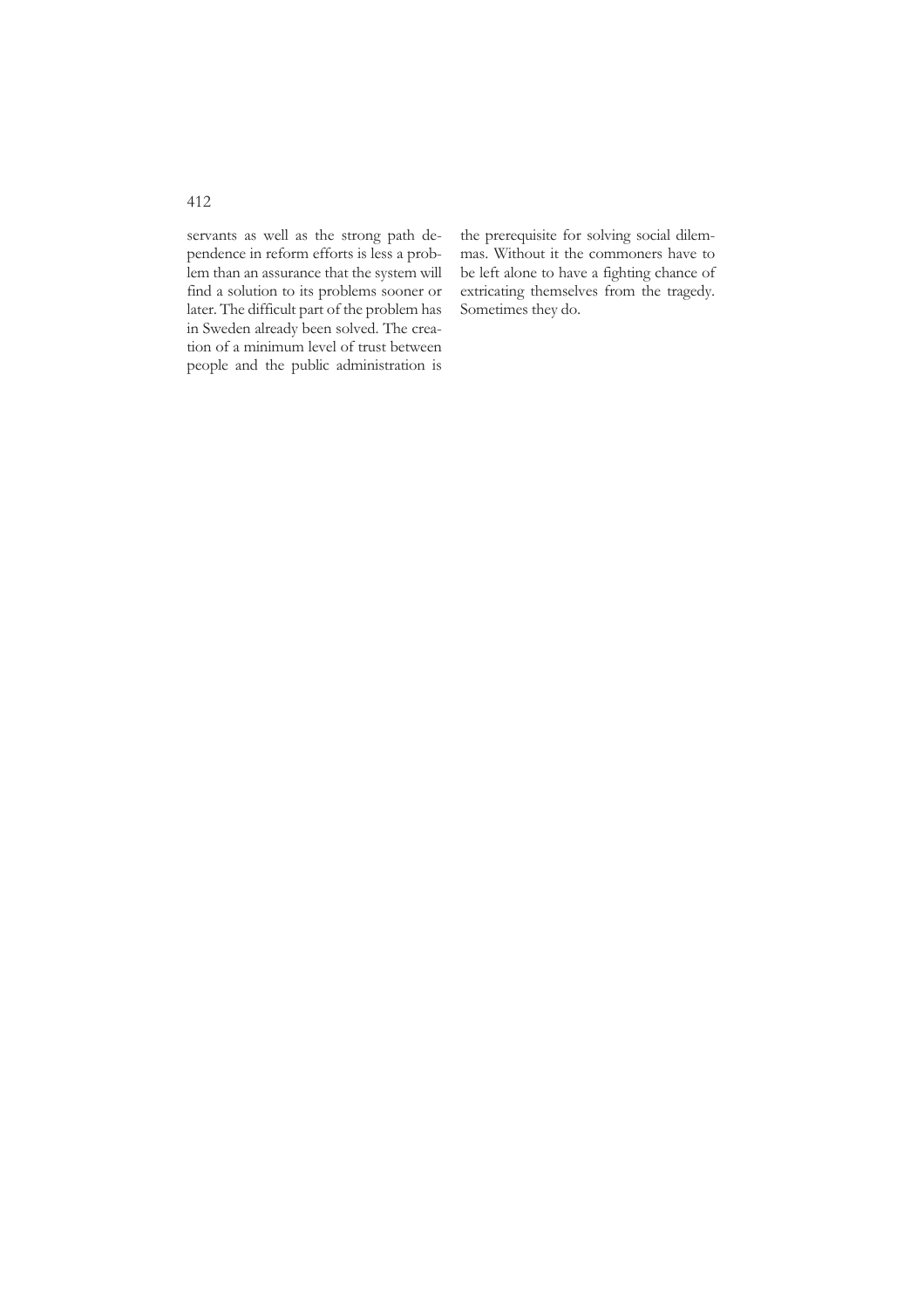servants as well as the strong path dependence in reform efforts is less a problem than an assurance that the system will find a solution to its problems sooner or later. The difficult part of the problem has in Sweden already been solved. The creation of a minimum level of trust between people and the public administration is the prerequisite for solving social dilemmas. Without it the commoners have to be left alone to have a fighting chance of extricating themselves from the tragedy. Sometimes they do.